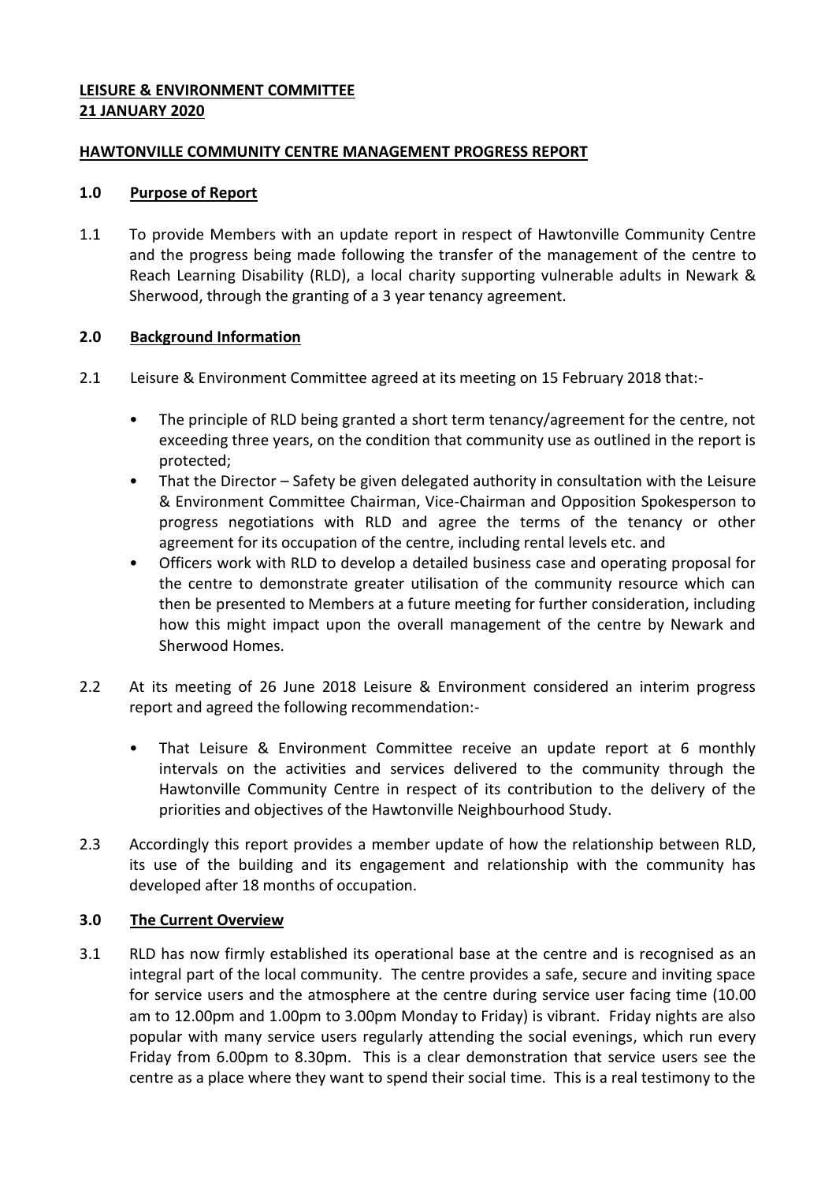**LEISURE & ENVIRONMENT COMMITTEE**
**21 JANUARY 2020**

**HAWTONVILLE COMMUNITY CENTRE MANAGEMENT PROGRESS REPORT**

## 1.0 Purpose of Report

1.1 To provide Members with an update report in respect of Hawtonville Community Centre and the progress being made following the transfer of the management of the centre to Reach Learning Disability (RLD), a local charity supporting vulnerable adults in Newark & Sherwood, through the granting of a 3 year tenancy agreement.

## 2.0 Background Information

2.1 Leisure & Environment Committee agreed at its meeting on 15 February 2018 that:-

- The principle of RLD being granted a short term tenancy/agreement for the centre, not exceeding three years, on the condition that community use as outlined in the report is protected;
- That the Director – Safety be given delegated authority in consultation with the Leisure & Environment Committee Chairman, Vice-Chairman and Opposition Spokesperson to progress negotiations with RLD and agree the terms of the tenancy or other agreement for its occupation of the centre, including rental levels etc. and
- Officers work with RLD to develop a detailed business case and operating proposal for the centre to demonstrate greater utilisation of the community resource which can then be presented to Members at a future meeting for further consideration, including how this might impact upon the overall management of the centre by Newark and Sherwood Homes.

2.2 At its meeting of 26 June 2018 Leisure & Environment considered an interim progress report and agreed the following recommendation:-

- That Leisure & Environment Committee receive an update report at 6 monthly intervals on the activities and services delivered to the community through the Hawtonville Community Centre in respect of its contribution to the delivery of the priorities and objectives of the Hawtonville Neighbourhood Study.

2.3 Accordingly this report provides a member update of how the relationship between RLD, its use of the building and its engagement and relationship with the community has developed after 18 months of occupation.

## 3.0 The Current Overview

3.1 RLD has now firmly established its operational base at the centre and is recognised as an integral part of the local community. The centre provides a safe, secure and inviting space for service users and the atmosphere at the centre during service user facing time (10.00 am to 12.00pm and 1.00pm to 3.00pm Monday to Friday) is vibrant. Friday nights are also popular with many service users regularly attending the social evenings, which run every Friday from 6.00pm to 8.30pm. This is a clear demonstration that service users see the centre as a place where they want to spend their social time. This is a real testimony to the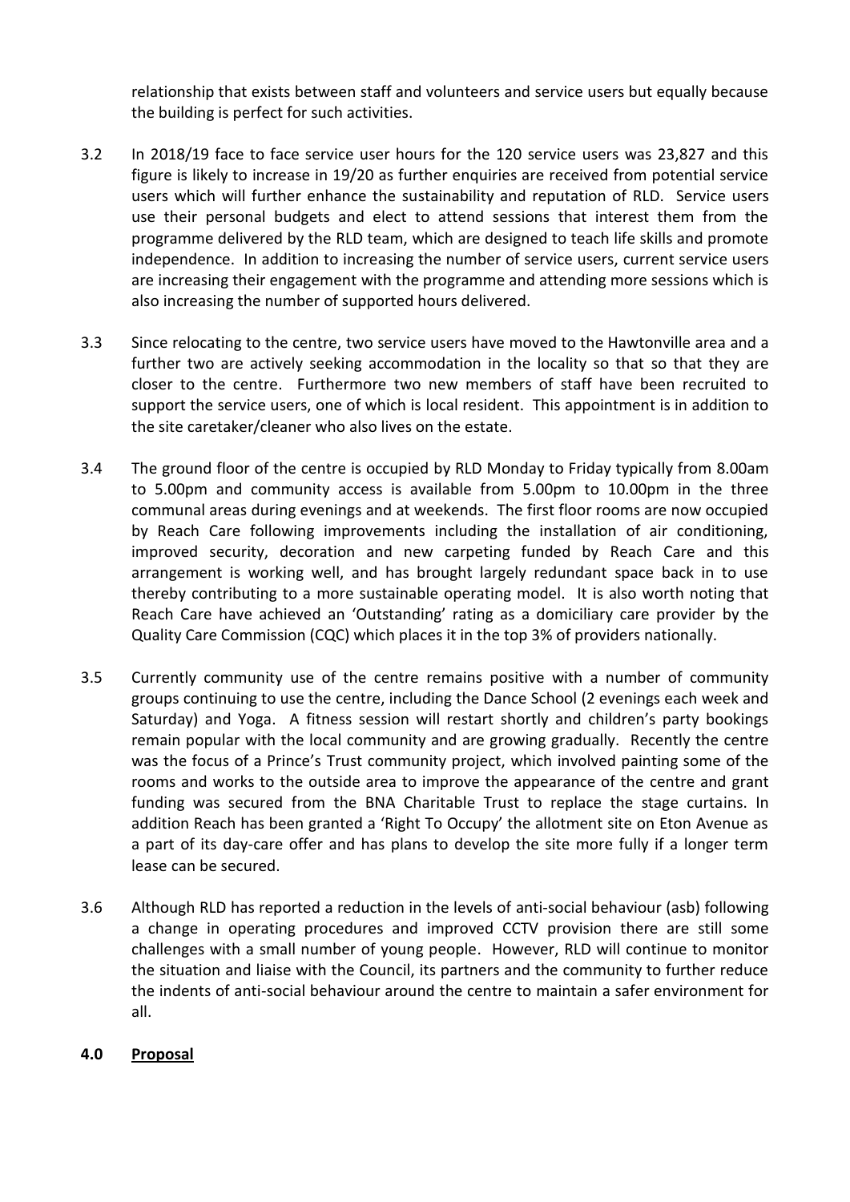relationship that exists between staff and volunteers and service users but equally because the building is perfect for such activities.

3.2 In 2018/19 face to face service user hours for the 120 service users was 23,827 and this figure is likely to increase in 19/20 as further enquiries are received from potential service users which will further enhance the sustainability and reputation of RLD. Service users use their personal budgets and elect to attend sessions that interest them from the programme delivered by the RLD team, which are designed to teach life skills and promote independence. In addition to increasing the number of service users, current service users are increasing their engagement with the programme and attending more sessions which is also increasing the number of supported hours delivered.

3.3 Since relocating to the centre, two service users have moved to the Hawtonville area and a further two are actively seeking accommodation in the locality so that so that they are closer to the centre. Furthermore two new members of staff have been recruited to support the service users, one of which is local resident. This appointment is in addition to the site caretaker/cleaner who also lives on the estate.

3.4 The ground floor of the centre is occupied by RLD Monday to Friday typically from 8.00am to 5.00pm and community access is available from 5.00pm to 10.00pm in the three communal areas during evenings and at weekends. The first floor rooms are now occupied by Reach Care following improvements including the installation of air conditioning, improved security, decoration and new carpeting funded by Reach Care and this arrangement is working well, and has brought largely redundant space back in to use thereby contributing to a more sustainable operating model. It is also worth noting that Reach Care have achieved an 'Outstanding' rating as a domiciliary care provider by the Quality Care Commission (CQC) which places it in the top 3% of providers nationally.

3.5 Currently community use of the centre remains positive with a number of community groups continuing to use the centre, including the Dance School (2 evenings each week and Saturday) and Yoga. A fitness session will restart shortly and children's party bookings remain popular with the local community and are growing gradually. Recently the centre was the focus of a Prince's Trust community project, which involved painting some of the rooms and works to the outside area to improve the appearance of the centre and grant funding was secured from the BNA Charitable Trust to replace the stage curtains. In addition Reach has been granted a 'Right To Occupy' the allotment site on Eton Avenue as a part of its day-care offer and has plans to develop the site more fully if a longer term lease can be secured.

3.6 Although RLD has reported a reduction in the levels of anti-social behaviour (asb) following a change in operating procedures and improved CCTV provision there are still some challenges with a small number of young people. However, RLD will continue to monitor the situation and liaise with the Council, its partners and the community to further reduce the indents of anti-social behaviour around the centre to maintain a safer environment for all.

## 4.0 Proposal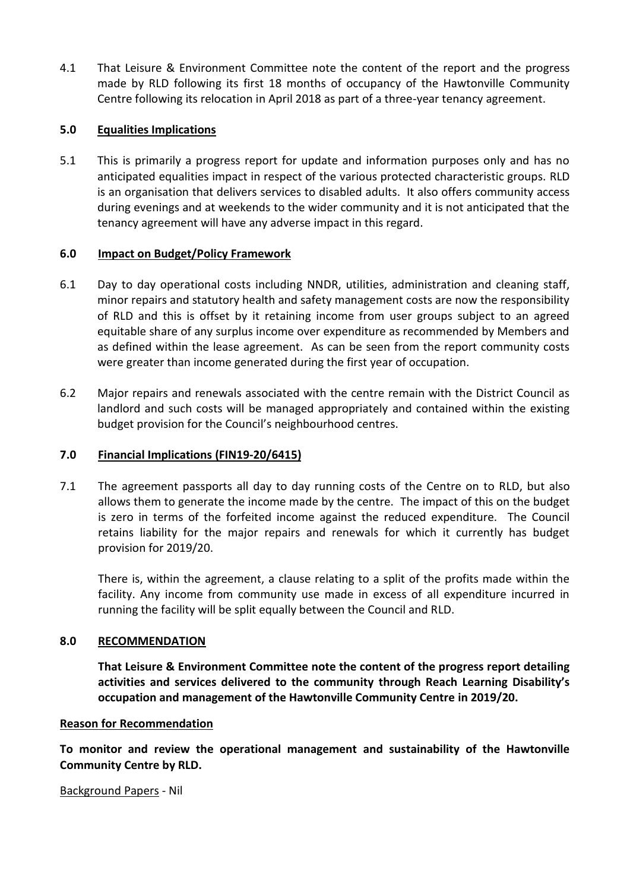4.1 That Leisure & Environment Committee note the content of the report and the progress made by RLD following its first 18 months of occupancy of the Hawtonville Community Centre following its relocation in April 2018 as part of a three-year tenancy agreement.

## 5.0 Equalities Implications

5.1 This is primarily a progress report for update and information purposes only and has no anticipated equalities impact in respect of the various protected characteristic groups. RLD is an organisation that delivers services to disabled adults. It also offers community access during evenings and at weekends to the wider community and it is not anticipated that the tenancy agreement will have any adverse impact in this regard.

## 6.0 Impact on Budget/Policy Framework

6.1 Day to day operational costs including NNDR, utilities, administration and cleaning staff, minor repairs and statutory health and safety management costs are now the responsibility of RLD and this is offset by it retaining income from user groups subject to an agreed equitable share of any surplus income over expenditure as recommended by Members and as defined within the lease agreement. As can be seen from the report community costs were greater than income generated during the first year of occupation.

6.2 Major repairs and renewals associated with the centre remain with the District Council as landlord and such costs will be managed appropriately and contained within the existing budget provision for the Council's neighbourhood centres.

## 7.0 Financial Implications (FIN19-20/6415)

7.1 The agreement passports all day to day running costs of the Centre on to RLD, but also allows them to generate the income made by the centre. The impact of this on the budget is zero in terms of the forfeited income against the reduced expenditure. The Council retains liability for the major repairs and renewals for which it currently has budget provision for 2019/20.

There is, within the agreement, a clause relating to a split of the profits made within the facility. Any income from community use made in excess of all expenditure incurred in running the facility will be split equally between the Council and RLD.

## 8.0 RECOMMENDATION

**That Leisure & Environment Committee note the content of the progress report detailing activities and services delivered to the community through Reach Learning Disability's occupation and management of the Hawtonville Community Centre in 2019/20.**

### Reason for Recommendation

**To monitor and review the operational management and sustainability of the Hawtonville Community Centre by RLD.**

Background Papers - Nil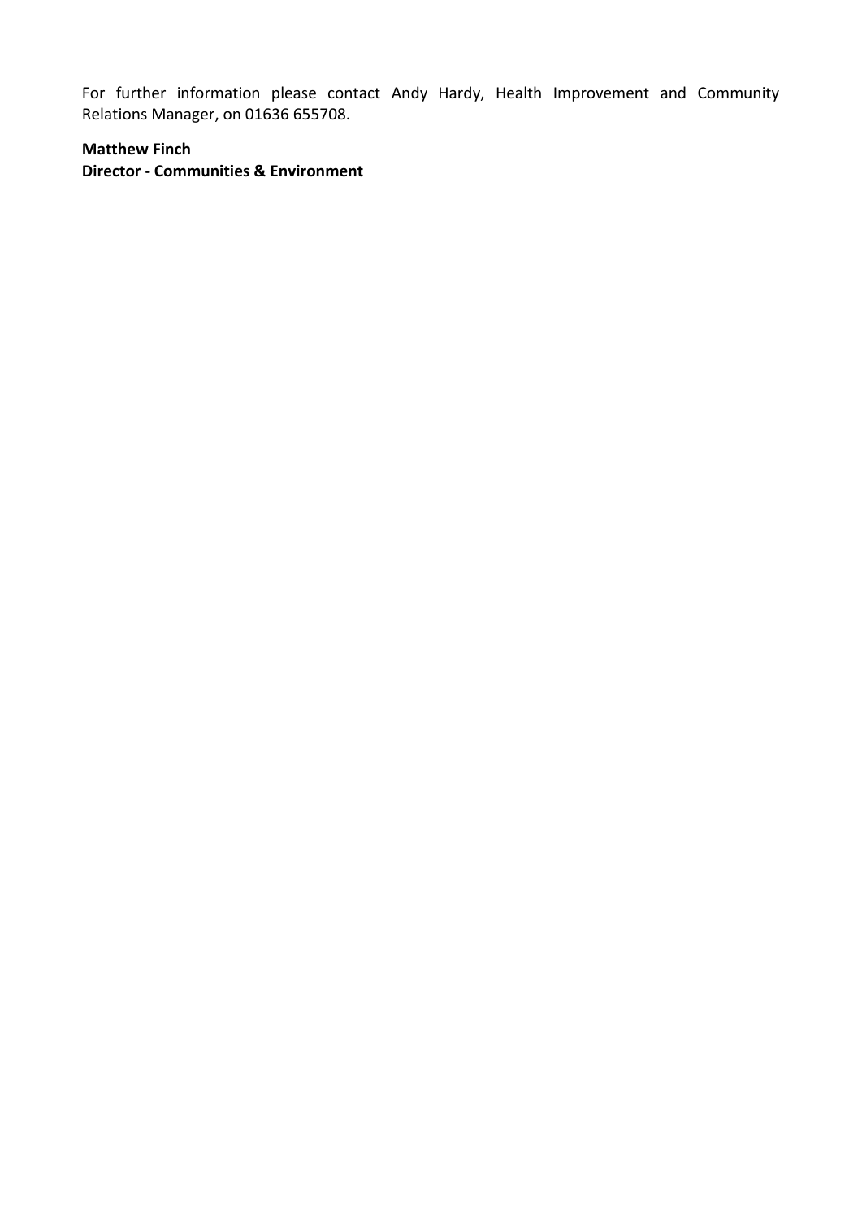For further information please contact Andy Hardy, Health Improvement and Community Relations Manager, on 01636 655708.

**Matthew Finch**
**Director - Communities & Environment**